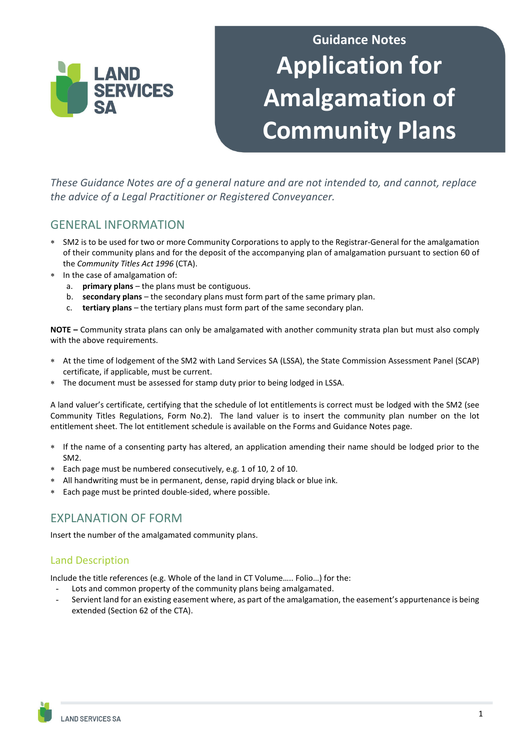Guidance Notes

# Application for Amalgamation of Community Plans

*These Guidance Notes are of a general nature and are not intended to, and cannot, replace the advice of a Legal Practitioner or Registered Conveyancer.*

## GENERAL INFORMATION

- SM2 is to be used for two or more Community Corporations to apply to the Registrar-General for the amalgamation of their community plans and for the deposit of the accompanying plan of amalgamation pursuant to section 60 of the *Community Titles Act 1996* (CTA).
- In the case of amalgamation of:
  a. **primary plans** – the plans must be contiguous.
  b. **secondary plans** – the secondary plans must form part of the same primary plan.
  c. **tertiary plans** – the tertiary plans must form part of the same secondary plan.

**NOTE –** Community strata plans can only be amalgamated with another community strata plan but must also comply with the above requirements.

- At the time of lodgement of the SM2 with Land Services SA (LSSA), the State Commission Assessment Panel (SCAP) certificate, if applicable, must be current.
- The document must be assessed for stamp duty prior to being lodged in LSSA.

A land valuer's certificate, certifying that the schedule of lot entitlements is correct must be lodged with the SM2 (see Community Titles Regulations, Form No.2). The land valuer is to insert the community plan number on the lot entitlement sheet. The lot entitlement schedule is available on the Forms and Guidance Notes page.

- If the name of a consenting party has altered, an application amending their name should be lodged prior to the SM2.
- Each page must be numbered consecutively, e.g. 1 of 10, 2 of 10.
- All handwriting must be in permanent, dense, rapid drying black or blue ink.
- Each page must be printed double-sided, where possible.

## EXPLANATION OF FORM

Insert the number of the amalgamated community plans.

### Land Description

Include the title references (e.g. Whole of the land in CT Volume….. Folio…) for the:

- Lots and common property of the community plans being amalgamated.
- Servient land for an existing easement where, as part of the amalgamation, the easement's appurtenance is being extended (Section 62 of the CTA).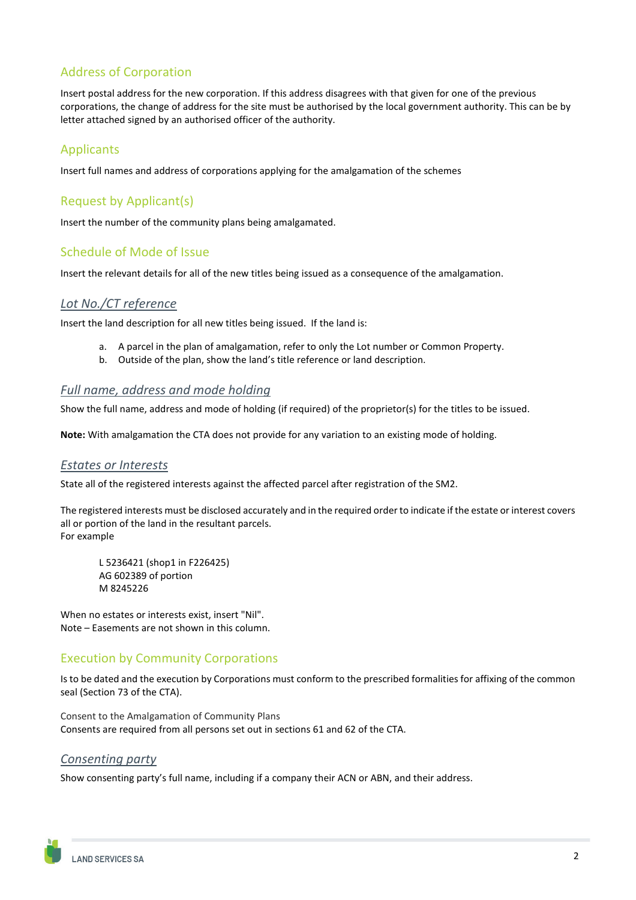## Address of Corporation

Insert postal address for the new corporation. If this address disagrees with that given for one of the previous corporations, the change of address for the site must be authorised by the local government authority. This can be by letter attached signed by an authorised officer of the authority.

## Applicants

Insert full names and address of corporations applying for the amalgamation of the schemes

## Request by Applicant(s)

Insert the number of the community plans being amalgamated.

## Schedule of Mode of Issue

Insert the relevant details for all of the new titles being issued as a consequence of the amalgamation.

### *Lot No./CT reference*

Insert the land description for all new titles being issued. If the land is:

a. A parcel in the plan of amalgamation, refer to only the Lot number or Common Property.
b. Outside of the plan, show the land's title reference or land description.

### *Full name, address and mode holding*

Show the full name, address and mode of holding (if required) of the proprietor(s) for the titles to be issued.

**Note:** With amalgamation the CTA does not provide for any variation to an existing mode of holding.

### *Estates or Interests*

State all of the registered interests against the affected parcel after registration of the SM2.

The registered interests must be disclosed accurately and in the required order to indicate if the estate or interest covers all or portion of the land in the resultant parcels.
For example

L 5236421 (shop1 in F226425)
AG 602389 of portion
M 8245226

When no estates or interests exist, insert "Nil".
Note – Easements are not shown in this column.

## Execution by Community Corporations

Is to be dated and the execution by Corporations must conform to the prescribed formalities for affixing of the common seal (Section 73 of the CTA).

Consent to the Amalgamation of Community Plans
Consents are required from all persons set out in sections 61 and 62 of the CTA.

### *Consenting party*

Show consenting party's full name, including if a company their ACN or ABN, and their address.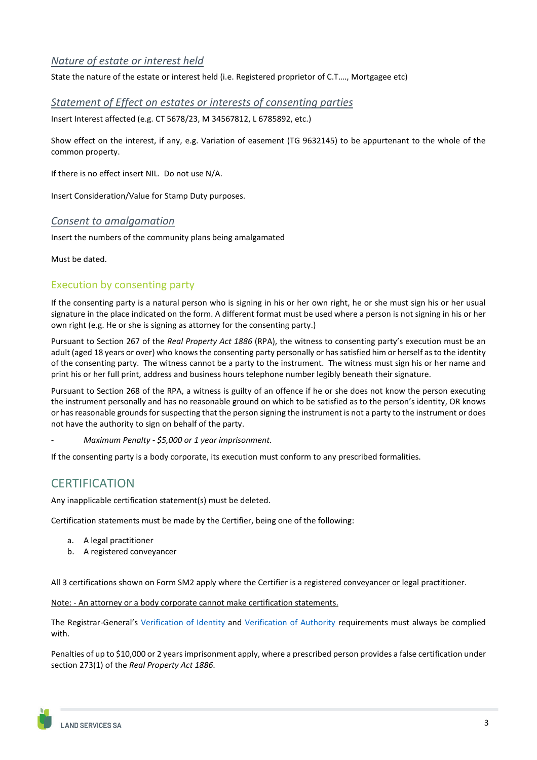### *Nature of estate or interest held*

State the nature of the estate or interest held (i.e. Registered proprietor of C.T…., Mortgagee etc)

### *Statement of Effect on estates or interests of consenting parties*

Insert Interest affected (e.g. CT 5678/23, M 34567812, L 6785892, etc.)

Show effect on the interest, if any, e.g. Variation of easement (TG 9632145) to be appurtenant to the whole of the common property.

If there is no effect insert NIL. Do not use N/A.

Insert Consideration/Value for Stamp Duty purposes.

### *Consent to amalgamation*

Insert the numbers of the community plans being amalgamated

Must be dated.

## Execution by consenting party

If the consenting party is a natural person who is signing in his or her own right, he or she must sign his or her usual signature in the place indicated on the form. A different format must be used where a person is not signing in his or her own right (e.g. He or she is signing as attorney for the consenting party.)

Pursuant to Section 267 of the *Real Property Act 1886* (RPA), the witness to consenting party's execution must be an adult (aged 18 years or over) who knows the consenting party personally or has satisfied him or herself as to the identity of the consenting party. The witness cannot be a party to the instrument. The witness must sign his or her name and print his or her full print, address and business hours telephone number legibly beneath their signature.

Pursuant to Section 268 of the RPA, a witness is guilty of an offence if he or she does not know the person executing the instrument personally and has no reasonable ground on which to be satisfied as to the person's identity, OR knows or has reasonable grounds for suspecting that the person signing the instrument is not a party to the instrument or does not have the authority to sign on behalf of the party.

- *Maximum Penalty - $5,000 or 1 year imprisonment.*

If the consenting party is a body corporate, its execution must conform to any prescribed formalities.

## CERTIFICATION

Any inapplicable certification statement(s) must be deleted.

Certification statements must be made by the Certifier, being one of the following:

a. A legal practitioner
b. A registered conveyancer

All 3 certifications shown on Form SM2 apply where the Certifier is a registered conveyancer or legal practitioner.

Note: - An attorney or a body corporate cannot make certification statements.

The Registrar-General's Verification of Identity and Verification of Authority requirements must always be complied with.

Penalties of up to $10,000 or 2 years imprisonment apply, where a prescribed person provides a false certification under section 273(1) of the *Real Property Act 1886*.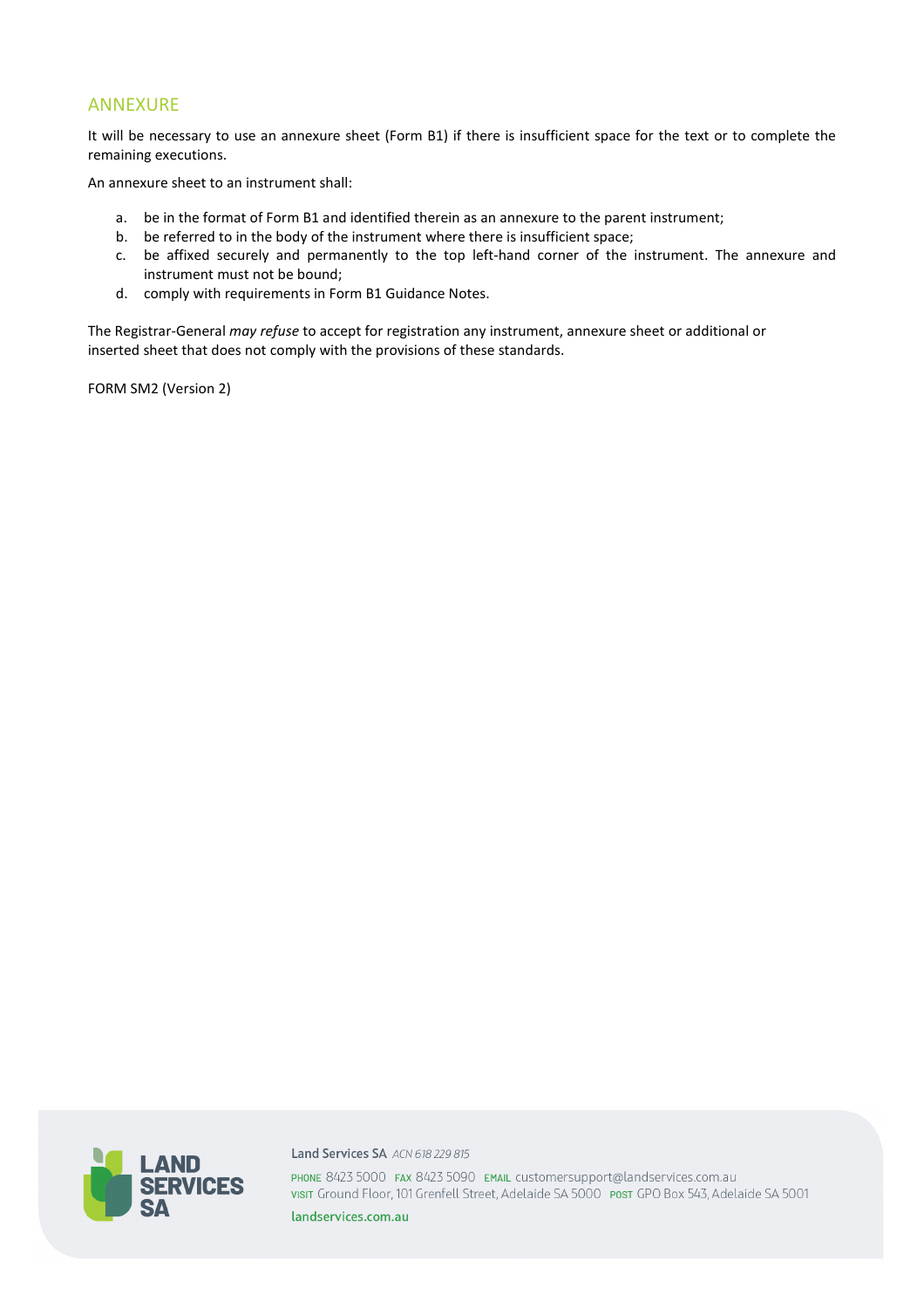## ANNEXURE

It will be necessary to use an annexure sheet (Form B1) if there is insufficient space for the text or to complete the remaining executions.

An annexure sheet to an instrument shall:

a. be in the format of Form B1 and identified therein as an annexure to the parent instrument;
b. be referred to in the body of the instrument where there is insufficient space;
c. be affixed securely and permanently to the top left-hand corner of the instrument. The annexure and instrument must not be bound;
d. comply with requirements in Form B1 Guidance Notes.

The Registrar-General *may refuse* to accept for registration any instrument, annexure sheet or additional or inserted sheet that does not comply with the provisions of these standards.

FORM SM2 (Version 2)

Land Services SA *ACN 618 229 815*

PHONE 8423 5000 FAX 8423 5090 EMAIL customersupport@landservices.com.au
VISIT Ground Floor, 101 Grenfell Street, Adelaide SA 5000 POST GPO Box 543, Adelaide SA 5001

landservices.com.au